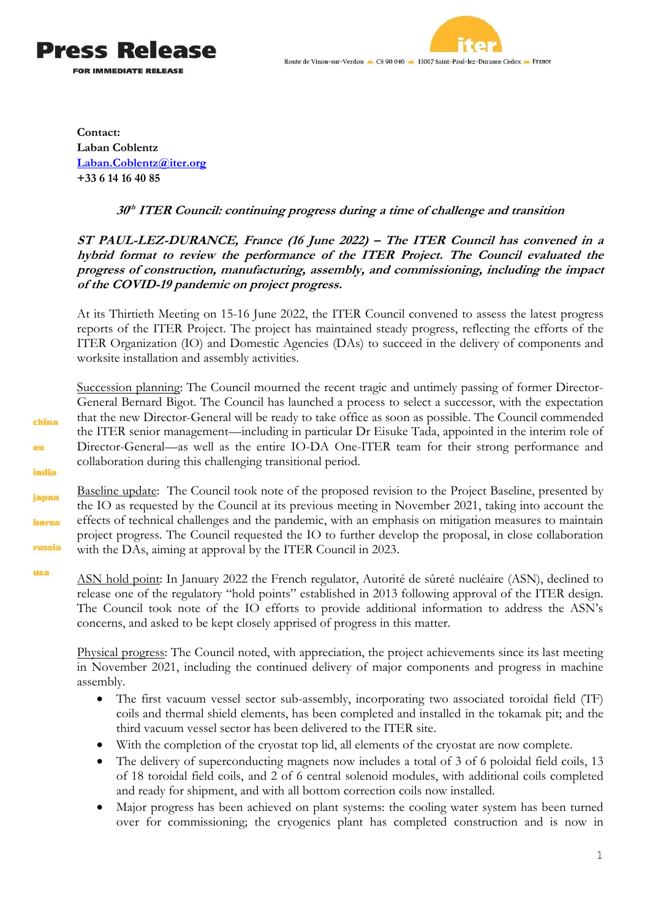# Press Release

**FOR IMMEDIATE RELEASE**

Route de Vinon-sur-Verdon · CS 90 046 · 13067 Saint-Paul-lez-Durance Cedex · France

china
eu
india
japan
korea
russia
usa

**Contact:**
**Laban Coblentz**
**Laban.Coblentz@iter.org**
**+33 6 14 16 40 85**

***30th ITER Council: continuing progress during a time of challenge and transition***

***ST PAUL-LEZ-DURANCE, France (16 June 2022) – The ITER Council has convened in a hybrid format to review the performance of the ITER Project. The Council evaluated the progress of construction, manufacturing, assembly, and commissioning, including the impact of the COVID-19 pandemic on project progress.***

At its Thirtieth Meeting on 15-16 June 2022, the ITER Council convened to assess the latest progress reports of the ITER Project. The project has maintained steady progress, reflecting the efforts of the ITER Organization (IO) and Domestic Agencies (DAs) to succeed in the delivery of components and worksite installation and assembly activities.

Succession planning: The Council mourned the recent tragic and untimely passing of former Director-General Bernard Bigot. The Council has launched a process to select a successor, with the expectation that the new Director-General will be ready to take office as soon as possible. The Council commended the ITER senior management—including in particular Dr Eisuke Tada, appointed in the interim role of Director-General—as well as the entire IO-DA One-ITER team for their strong performance and collaboration during this challenging transitional period.

Baseline update: The Council took note of the proposed revision to the Project Baseline, presented by the IO as requested by the Council at its previous meeting in November 2021, taking into account the effects of technical challenges and the pandemic, with an emphasis on mitigation measures to maintain project progress. The Council requested the IO to further develop the proposal, in close collaboration with the DAs, aiming at approval by the ITER Council in 2023.

ASN hold point: In January 2022 the French regulator, Autorité de sûreté nucléaire (ASN), declined to release one of the regulatory "hold points" established in 2013 following approval of the ITER design. The Council took note of the IO efforts to provide additional information to address the ASN's concerns, and asked to be kept closely apprised of progress in this matter.

Physical progress: The Council noted, with appreciation, the project achievements since its last meeting in November 2021, including the continued delivery of major components and progress in machine assembly.

- The first vacuum vessel sector sub-assembly, incorporating two associated toroidal field (TF) coils and thermal shield elements, has been completed and installed in the tokamak pit; and the third vacuum vessel sector has been delivered to the ITER site.
- With the completion of the cryostat top lid, all elements of the cryostat are now complete.
- The delivery of superconducting magnets now includes a total of 3 of 6 poloidal field coils, 13 of 18 toroidal field coils, and 2 of 6 central solenoid modules, with additional coils completed and ready for shipment, and with all bottom correction coils now installed.
- Major progress has been achieved on plant systems: the cooling water system has been turned over for commissioning; the cryogenics plant has completed construction and is now in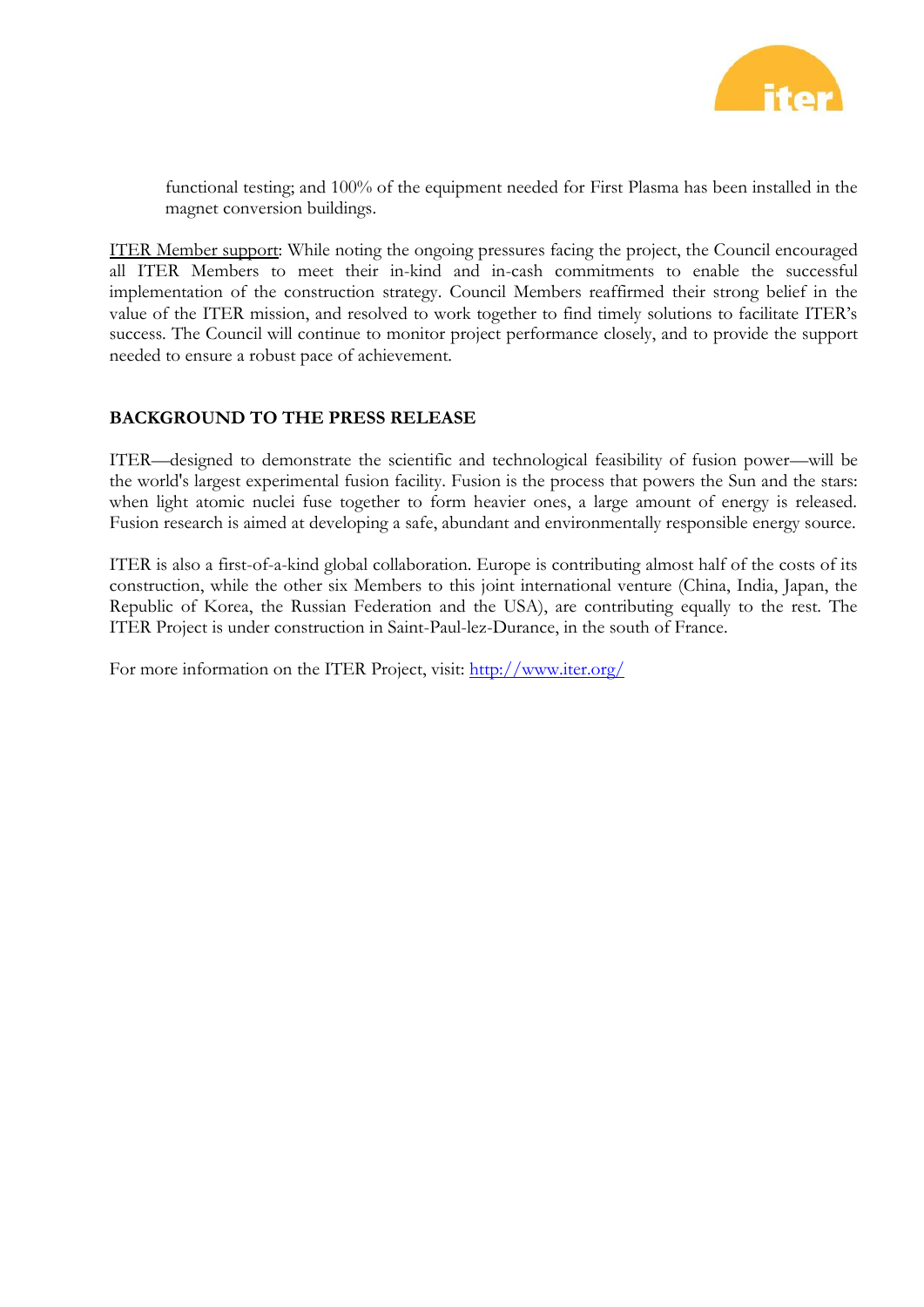functional testing; and 100% of the equipment needed for First Plasma has been installed in the magnet conversion buildings.

ITER Member support: While noting the ongoing pressures facing the project, the Council encouraged all ITER Members to meet their in-kind and in-cash commitments to enable the successful implementation of the construction strategy. Council Members reaffirmed their strong belief in the value of the ITER mission, and resolved to work together to find timely solutions to facilitate ITER's success. The Council will continue to monitor project performance closely, and to provide the support needed to ensure a robust pace of achievement.

## BACKGROUND TO THE PRESS RELEASE

ITER—designed to demonstrate the scientific and technological feasibility of fusion power—will be the world's largest experimental fusion facility. Fusion is the process that powers the Sun and the stars: when light atomic nuclei fuse together to form heavier ones, a large amount of energy is released. Fusion research is aimed at developing a safe, abundant and environmentally responsible energy source.

ITER is also a first-of-a-kind global collaboration. Europe is contributing almost half of the costs of its construction, while the other six Members to this joint international venture (China, India, Japan, the Republic of Korea, the Russian Federation and the USA), are contributing equally to the rest. The ITER Project is under construction in Saint-Paul-lez-Durance, in the south of France.

For more information on the ITER Project, visit: http://www.iter.org/